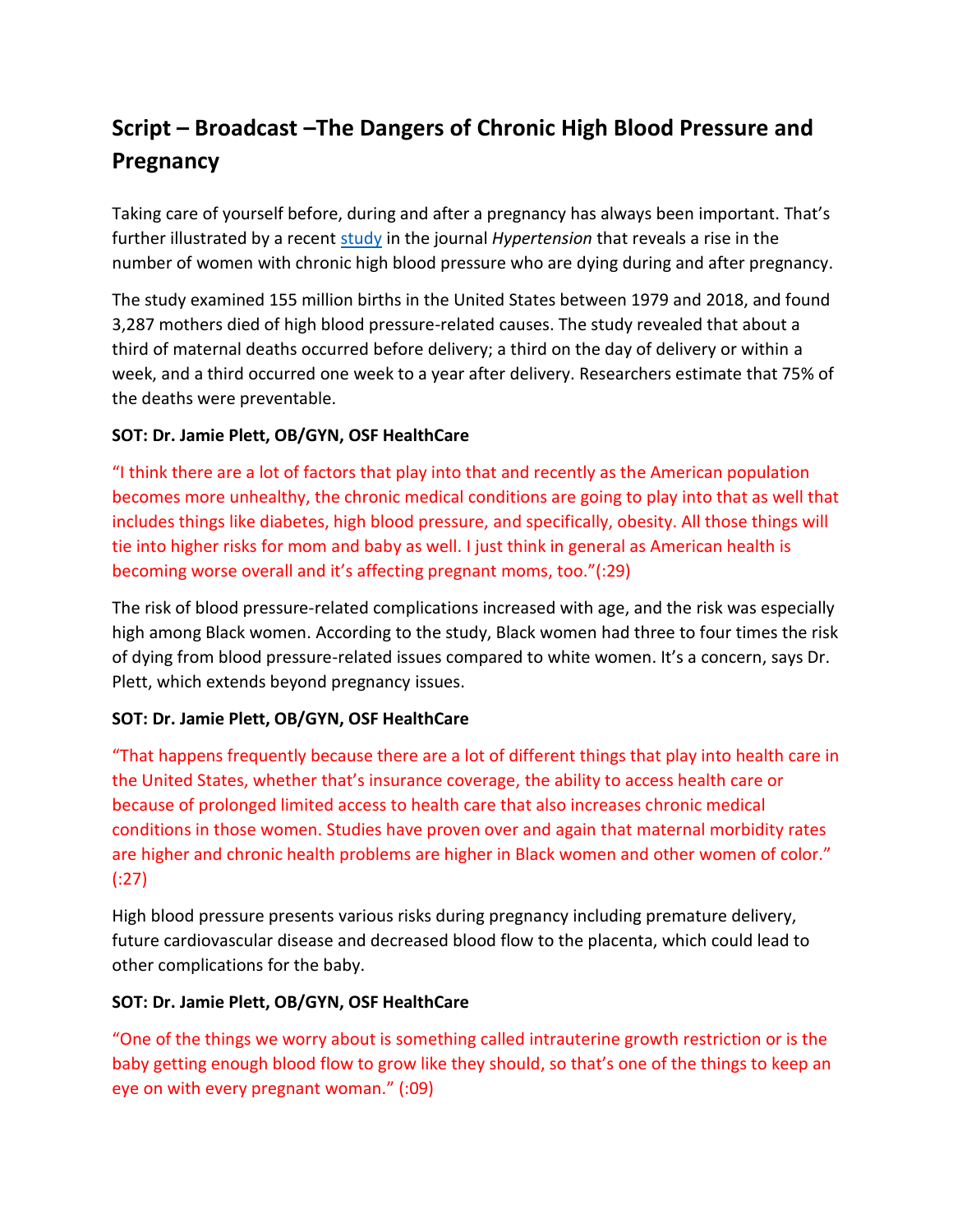## Script – Broadcast –The Dangers of Chronic High Blood Pressure and Pregnancy

Taking care of yourself before, during and after a pregnancy has always been important. That's further illustrated by a recent study in the journal *Hypertension* that reveals a rise in the number of women with chronic high blood pressure who are dying during and after pregnancy.

The study examined 155 million births in the United States between 1979 and 2018, and found 3,287 mothers died of high blood pressure-related causes. The study revealed that about a third of maternal deaths occurred before delivery; a third on the day of delivery or within a week, and a third occurred one week to a year after delivery. Researchers estimate that 75% of the deaths were preventable.

**SOT: Dr. Jamie Plett, OB/GYN, OSF HealthCare**

"I think there are a lot of factors that play into that and recently as the American population becomes more unhealthy, the chronic medical conditions are going to play into that as well that includes things like diabetes, high blood pressure, and specifically, obesity. All those things will tie into higher risks for mom and baby as well. I just think in general as American health is becoming worse overall and it's affecting pregnant moms, too."(:29)

The risk of blood pressure-related complications increased with age, and the risk was especially high among Black women. According to the study, Black women had three to four times the risk of dying from blood pressure-related issues compared to white women. It's a concern, says Dr. Plett, which extends beyond pregnancy issues.

**SOT: Dr. Jamie Plett, OB/GYN, OSF HealthCare**

"That happens frequently because there are a lot of different things that play into health care in the United States, whether that's insurance coverage, the ability to access health care or because of prolonged limited access to health care that also increases chronic medical conditions in those women. Studies have proven over and again that maternal morbidity rates are higher and chronic health problems are higher in Black women and other women of color." (:27)

High blood pressure presents various risks during pregnancy including premature delivery, future cardiovascular disease and decreased blood flow to the placenta, which could lead to other complications for the baby.

**SOT: Dr. Jamie Plett, OB/GYN, OSF HealthCare**

"One of the things we worry about is something called intrauterine growth restriction or is the baby getting enough blood flow to grow like they should, so that's one of the things to keep an eye on with every pregnant woman." (:09)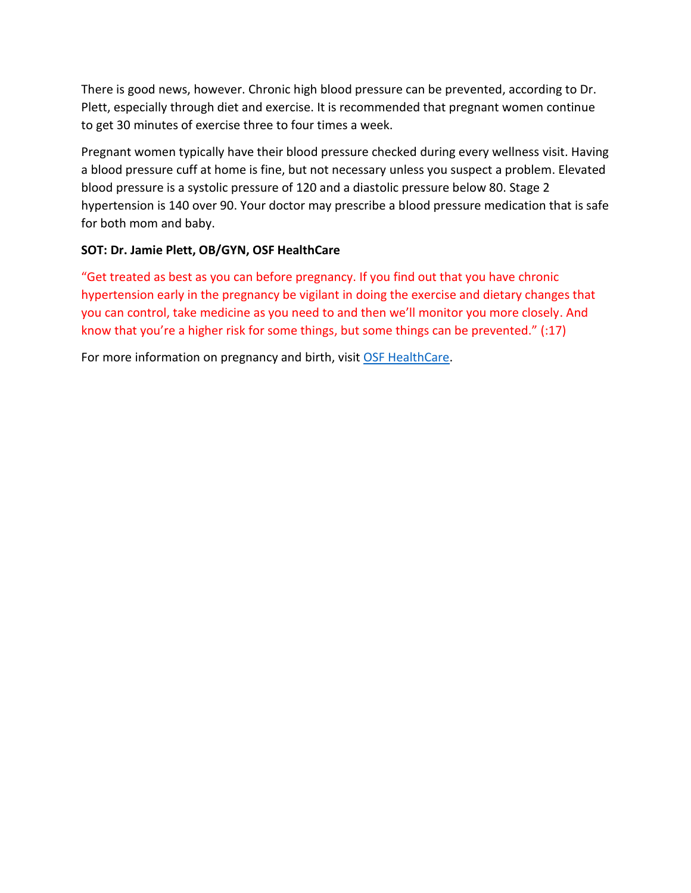There is good news, however. Chronic high blood pressure can be prevented, according to Dr. Plett, especially through diet and exercise. It is recommended that pregnant women continue to get 30 minutes of exercise three to four times a week.

Pregnant women typically have their blood pressure checked during every wellness visit. Having a blood pressure cuff at home is fine, but not necessary unless you suspect a problem. Elevated blood pressure is a systolic pressure of 120 and a diastolic pressure below 80. Stage 2 hypertension is 140 over 90. Your doctor may prescribe a blood pressure medication that is safe for both mom and baby.

**SOT: Dr. Jamie Plett, OB/GYN, OSF HealthCare**

"Get treated as best as you can before pregnancy. If you find out that you have chronic hypertension early in the pregnancy be vigilant in doing the exercise and dietary changes that you can control, take medicine as you need to and then we'll monitor you more closely. And know that you're a higher risk for some things, but some things can be prevented." (:17)

For more information on pregnancy and birth, visit OSF HealthCare.